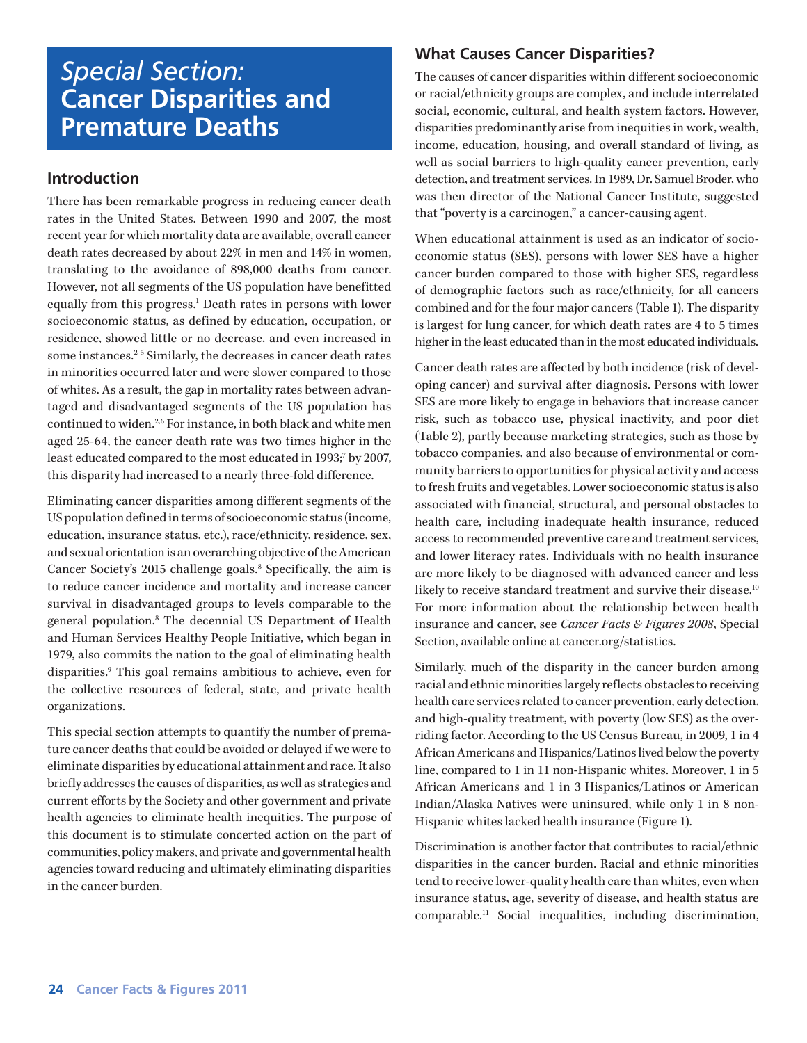# *Special Section:* Cancer Disparities and Premature Deaths

## Introduction

There has been remarkable progress in reducing cancer death rates in the United States. Between 1990 and 2007, the most recent year for which mortality data are available, overall cancer death rates decreased by about 22% in men and 14% in women, translating to the avoidance of 898,000 deaths from cancer. However, not all segments of the US population have benefitted equally from this progress.[1] Death rates in persons with lower socioeconomic status, as defined by education, occupation, or residence, showed little or no decrease, and even increased in some instances.[2-5] Similarly, the decreases in cancer death rates in minorities occurred later and were slower compared to those of whites. As a result, the gap in mortality rates between advantaged and disadvantaged segments of the US population has continued to widen.[2,6] For instance, in both black and white men aged 25-64, the cancer death rate was two times higher in the least educated compared to the most educated in 1993;[7] by 2007, this disparity had increased to a nearly three-fold difference.

Eliminating cancer disparities among different segments of the US population defined in terms of socioeconomic status (income, education, insurance status, etc.), race/ethnicity, residence, sex, and sexual orientation is an overarching objective of the American Cancer Society's 2015 challenge goals.[8] Specifically, the aim is to reduce cancer incidence and mortality and increase cancer survival in disadvantaged groups to levels comparable to the general population.[8] The decennial US Department of Health and Human Services Healthy People Initiative, which began in 1979, also commits the nation to the goal of eliminating health disparities.[9] This goal remains ambitious to achieve, even for the collective resources of federal, state, and private health organizations.

This special section attempts to quantify the number of premature cancer deaths that could be avoided or delayed if we were to eliminate disparities by educational attainment and race. It also briefly addresses the causes of disparities, as well as strategies and current efforts by the Society and other government and private health agencies to eliminate health inequities. The purpose of this document is to stimulate concerted action on the part of communities, policy makers, and private and governmental health agencies toward reducing and ultimately eliminating disparities in the cancer burden.

## What Causes Cancer Disparities?

The causes of cancer disparities within different socioeconomic or racial/ethnicity groups are complex, and include interrelated social, economic, cultural, and health system factors. However, disparities predominantly arise from inequities in work, wealth, income, education, housing, and overall standard of living, as well as social barriers to high-quality cancer prevention, early detection, and treatment services. In 1989, Dr. Samuel Broder, who was then director of the National Cancer Institute, suggested that "poverty is a carcinogen," a cancer-causing agent.

When educational attainment is used as an indicator of socioeconomic status (SES), persons with lower SES have a higher cancer burden compared to those with higher SES, regardless of demographic factors such as race/ethnicity, for all cancers combined and for the four major cancers (Table 1). The disparity is largest for lung cancer, for which death rates are 4 to 5 times higher in the least educated than in the most educated individuals.

Cancer death rates are affected by both incidence (risk of developing cancer) and survival after diagnosis. Persons with lower SES are more likely to engage in behaviors that increase cancer risk, such as tobacco use, physical inactivity, and poor diet (Table 2), partly because marketing strategies, such as those by tobacco companies, and also because of environmental or community barriers to opportunities for physical activity and access to fresh fruits and vegetables. Lower socioeconomic status is also associated with financial, structural, and personal obstacles to health care, including inadequate health insurance, reduced access to recommended preventive care and treatment services, and lower literacy rates. Individuals with no health insurance are more likely to be diagnosed with advanced cancer and less likely to receive standard treatment and survive their disease.[10] For more information about the relationship between health insurance and cancer, see *Cancer Facts & Figures 2008*, Special Section, available online at cancer.org/statistics.

Similarly, much of the disparity in the cancer burden among racial and ethnic minorities largely reflects obstacles to receiving health care services related to cancer prevention, early detection, and high-quality treatment, with poverty (low SES) as the overriding factor. According to the US Census Bureau, in 2009, 1 in 4 African Americans and Hispanics/Latinos lived below the poverty line, compared to 1 in 11 non-Hispanic whites. Moreover, 1 in 5 African Americans and 1 in 3 Hispanics/Latinos or American Indian/Alaska Natives were uninsured, while only 1 in 8 non-Hispanic whites lacked health insurance (Figure 1).

Discrimination is another factor that contributes to racial/ethnic disparities in the cancer burden. Racial and ethnic minorities tend to receive lower-quality health care than whites, even when insurance status, age, severity of disease, and health status are comparable.[11] Social inequalities, including discrimination,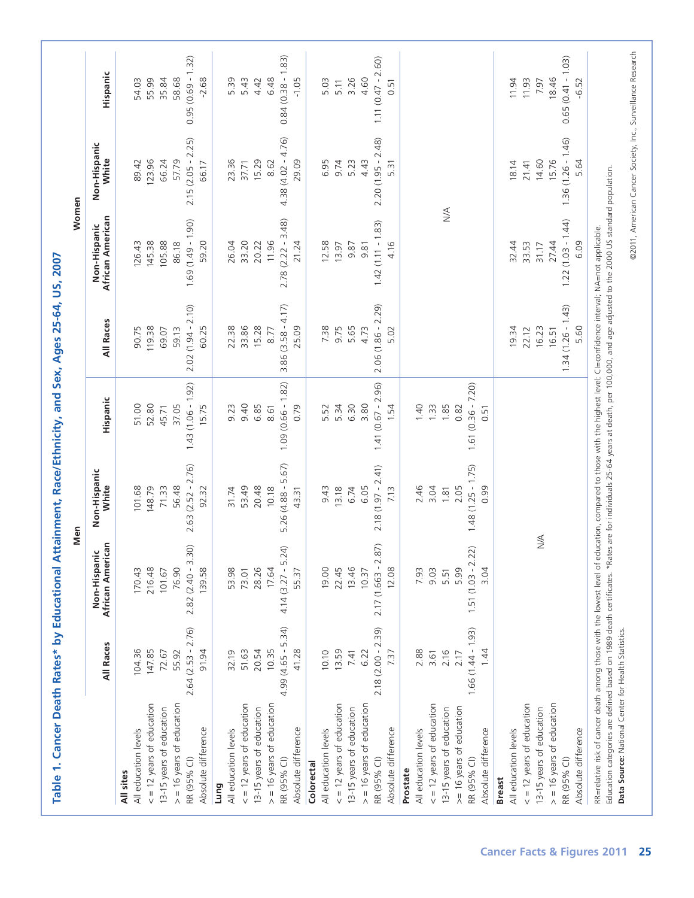## Table 1. Cancer Death Rates* by Educational Attainment, Race/Ethnicity, and Sex, Ages 25-64, US, 2007

| | Men | | | | Women | | | |
|---|---|---|---|---|---|---|---|---|
| | All Races | Non-Hispanic African American | Non-Hispanic White | Hispanic | All Races | Non-Hispanic African American | Non-Hispanic White | Hispanic |
| **All sites** | | | | | | | | |
| All education levels | 104.36 | 170.43 | 101.68 | 51.00 | 90.75 | 126.43 | 89.42 | 54.03 |
| < = 12 years of education | 147.85 | 216.48 | 148.79 | 52.80 | 119.38 | 145.38 | 123.96 | 55.99 |
| 13-15 years of education | 72.67 | 101.67 | 71.33 | 45.71 | 69.07 | 105.88 | 66.24 | 35.84 |
| > = 16 years of education | 55.92 | 76.90 | 56.48 | 37.05 | 59.13 | 86.18 | 57.79 | 58.68 |
| RR (95% CI) | 2.64 (2.53 - 2.76) | 2.82 (2.40 - 3.30) | 2.63 (2.52 - 2.76) | 1.43 (1.06 - 1.92) | 2.02 (1.94 - 2.10) | 1.69 (1.49 - 1.90) | 2.15 (2.05 - 2.25) | 0.95 (0.69 - 1.32) |
| Absolute difference | 91.94 | 139.58 | 92.32 | 15.75 | 60.25 | 59.20 | 66.17 | -2.68 |
| **Lung** | | | | | | | | |
| All education levels | 32.19 | 53.98 | 31.74 | 9.23 | 22.38 | 26.04 | 23.36 | 5.39 |
| < = 12 years of education | 51.63 | 73.01 | 53.49 | 9.40 | 33.86 | 33.20 | 37.71 | 5.43 |
| 13-15 years of education | 20.54 | 28.26 | 20.48 | 6.85 | 15.28 | 20.22 | 15.29 | 4.42 |
| > = 16 years of education | 10.35 | 17.64 | 10.18 | 8.61 | 8.77 | 11.96 | 8.62 | 6.48 |
| RR (95% CI) | 4.99 (4.65 - 5.34) | 4.14 (3.27 - 5.24) | 5.26 (4.88 - 5.67) | 1.09 (0.66 - 1.82) | 3.86 (3.58 - 4.17) | 2.78 (2.22 - 3.48) | 4.38 (4.02 - 4.76) | 0.84 (0.38 - 1.83) |
| Absolute difference | 41.28 | 55.37 | 43.31 | 0.79 | 25.09 | 21.24 | 29.09 | -1.05 |
| **Colorectal** | | | | | | | | |
| All education levels | 10.10 | 19.00 | 9.43 | 5.52 | 7.38 | 12.58 | 6.95 | 5.03 |
| < = 12 years of education | 13.59 | 22.45 | 13.18 | 5.34 | 9.75 | 13.97 | 9.74 | 5.11 |
| 13-15 years of education | 7.41 | 13.46 | 6.74 | 6.30 | 5.65 | 9.87 | 5.23 | 3.26 |
| > = 16 years of education | 6.22 | 10.37 | 6.05 | 3.80 | 4.73 | 9.81 | 4.43 | 4.60 |
| RR (95% CI) | 2.18 (2.00 - 2.39) | 2.17 (1.663 - 2.87) | 2.18 (1.97 - 2.41) | 1.41 (0.67 - 2.96) | 2.06 (1.86 - 2.29) | 1.42 (1.11 - 1.83) | 2.20 (1.95 - 2.48) | 1.11 (0.47 - 2.60) |
| Absolute difference | 7.37 | 12.08 | 7.13 | 1.54 | 5.02 | 4.16 | 5.31 | 0.51 |
| **Prostate** | | | | | | | | |
| All education levels | 2.88 | 7.93 | 2.46 | 1.40 | | | | |
| < = 12 years of education | 3.61 | 9.03 | 3.04 | 1.33 | | | | |
| 13-15 years of education | 2.16 | 5.51 | 1.81 | 1.85 | | N/A | | |
| >= 16 years of education | 2.17 | 5.99 | 2.05 | 0.82 | | | | |
| RR (95% CI) | 1.66 (1.44 - 1.93) | 1.51 (1.03 - 2.22) | 1.48 (1.25 - 1.75) | 1.61 (0.36 - 7.20) | | | | |
| Absolute difference | 1.44 | 3.04 | 0.99 | 0.51 | | | | |
| **Breast** | | | | | | | | |
| All education levels | | | | | 19.34 | 32.44 | 18.14 | 11.94 |
| < = 12 years of education | | | | | 22.12 | 33.53 | 21.41 | 11.93 |
| 13-15 years of education | | N/A | | | 16.23 | 31.17 | 14.60 | 7.97 |
| > = 16 years of education | | | | | 16.51 | 27.44 | 15.76 | 18.46 |
| RR (95% CI) | | | | | 1.34 (1.26 - 1.43) | 1.22 (1.03 - 1.44) | 1.36 (1.26 - 1.46) | 0.65 (0.41 - 1.03) |
| Absolute difference | | | | | 5.60 | 6.09 | 5.64 | -6.52 |

RR=relative risk of cancer death among those with the lowest level of education, compared to those with the highest level; CI=confidence interval; NA=not applicable.
Education categories are defined based on 1989 death certificates. *Rates are for individuals 25-64 years at death, per 100,000, and age adjusted to the 2000 US standard population.
**Data Source:** National Center for Health Statistics.

©2011, American Cancer Society, Inc., Surveillance Research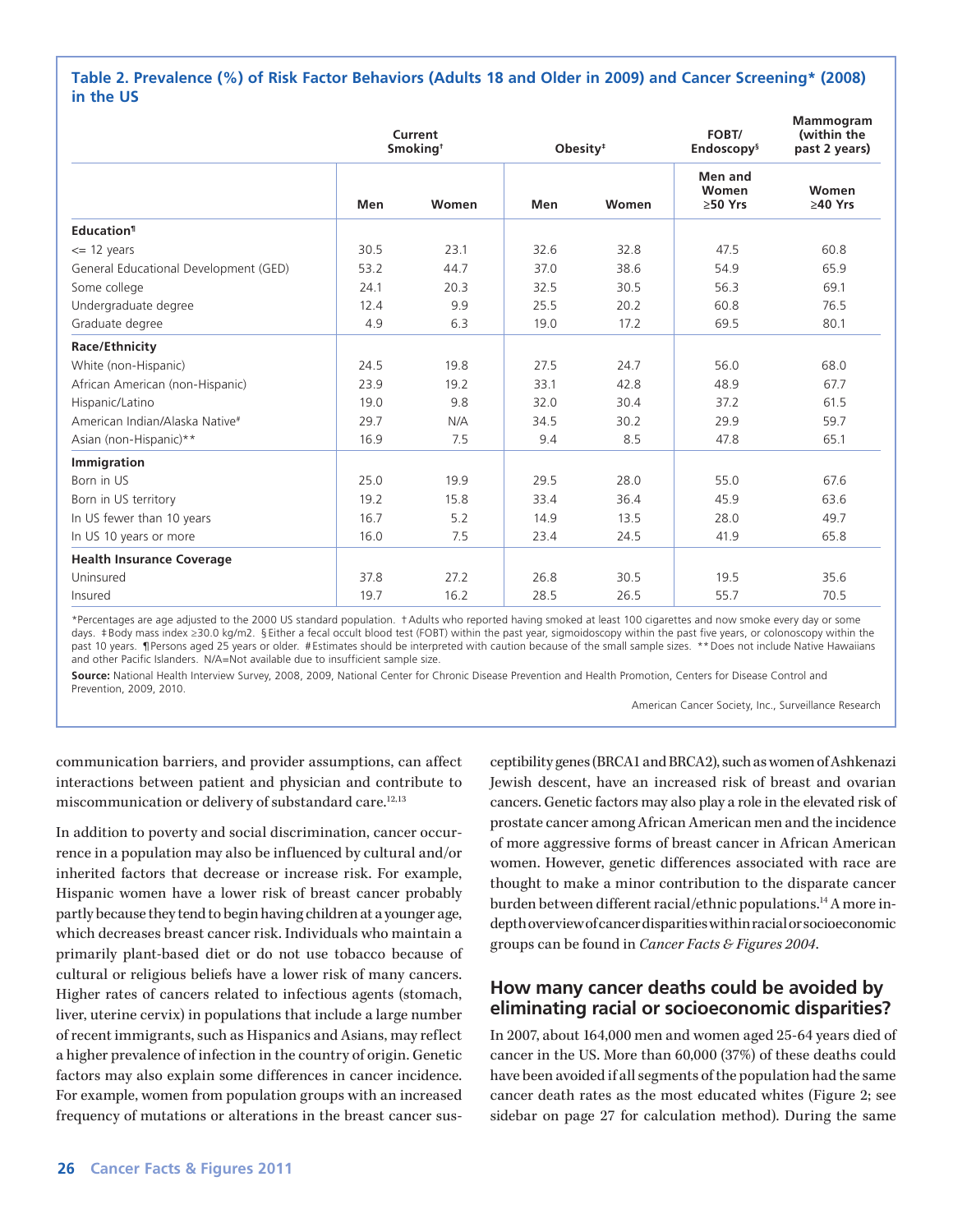**Table 2. Prevalence (%) of Risk Factor Behaviors (Adults 18 and Older in 2009) and Cancer Screening* (2008) in the US**

| | Current Smoking† | | Obesity‡ | | FOBT/ Endoscopy§ | Mammogram (within the past 2 years) |
|---|---|---|---|---|---|---|
| | Men | Women | Men | Women | Men and Women ≥50 Yrs | Women ≥40 Yrs |
| **Education¶** | | | | | | |
| <= 12 years | 30.5 | 23.1 | 32.6 | 32.8 | 47.5 | 60.8 |
| General Educational Development (GED) | 53.2 | 44.7 | 37.0 | 38.6 | 54.9 | 65.9 |
| Some college | 24.1 | 20.3 | 32.5 | 30.5 | 56.3 | 69.1 |
| Undergraduate degree | 12.4 | 9.9 | 25.5 | 20.2 | 60.8 | 76.5 |
| Graduate degree | 4.9 | 6.3 | 19.0 | 17.2 | 69.5 | 80.1 |
| **Race/Ethnicity** | | | | | | |
| White (non-Hispanic) | 24.5 | 19.8 | 27.5 | 24.7 | 56.0 | 68.0 |
| African American (non-Hispanic) | 23.9 | 19.2 | 33.1 | 42.8 | 48.9 | 67.7 |
| Hispanic/Latino | 19.0 | 9.8 | 32.0 | 30.4 | 37.2 | 61.5 |
| American Indian/Alaska Native# | 29.7 | N/A | 34.5 | 30.2 | 29.9 | 59.7 |
| Asian (non-Hispanic)** | 16.9 | 7.5 | 9.4 | 8.5 | 47.8 | 65.1 |
| **Immigration** | | | | | | |
| Born in US | 25.0 | 19.9 | 29.5 | 28.0 | 55.0 | 67.6 |
| Born in US territory | 19.2 | 15.8 | 33.4 | 36.4 | 45.9 | 63.6 |
| In US fewer than 10 years | 16.7 | 5.2 | 14.9 | 13.5 | 28.0 | 49.7 |
| In US 10 years or more | 16.0 | 7.5 | 23.4 | 24.5 | 41.9 | 65.8 |
| **Health Insurance Coverage** | | | | | | |
| Uninsured | 37.8 | 27.2 | 26.8 | 30.5 | 19.5 | 35.6 |
| Insured | 19.7 | 16.2 | 28.5 | 26.5 | 55.7 | 70.5 |

*Percentages are age adjusted to the 2000 US standard population. †Adults who reported having smoked at least 100 cigarettes and now smoke every day or some days. ‡Body mass index ≥30.0 kg/m2. §Either a fecal occult blood test (FOBT) within the past year, sigmoidoscopy within the past five years, or colonoscopy within the past 10 years. ¶Persons aged 25 years or older. #Estimates should be interpreted with caution because of the small sample sizes. **Does not include Native Hawaiians and other Pacific Islanders. N/A=Not available due to insufficient sample size.

**Source:** National Health Interview Survey, 2008, 2009, National Center for Chronic Disease Prevention and Health Promotion, Centers for Disease Control and Prevention, 2009, 2010.

American Cancer Society, Inc., Surveillance Research

communication barriers, and provider assumptions, can affect interactions between patient and physician and contribute to miscommunication or delivery of substandard care.[12,13]

In addition to poverty and social discrimination, cancer occurrence in a population may also be influenced by cultural and/or inherited factors that decrease or increase risk. For example, Hispanic women have a lower risk of breast cancer probably partly because they tend to begin having children at a younger age, which decreases breast cancer risk. Individuals who maintain a primarily plant-based diet or do not use tobacco because of cultural or religious beliefs have a lower risk of many cancers. Higher rates of cancers related to infectious agents (stomach, liver, uterine cervix) in populations that include a large number of recent immigrants, such as Hispanics and Asians, may reflect a higher prevalence of infection in the country of origin. Genetic factors may also explain some differences in cancer incidence. For example, women from population groups with an increased frequency of mutations or alterations in the breast cancer susceptibility genes (BRCA1 and BRCA2), such as women of Ashkenazi Jewish descent, have an increased risk of breast and ovarian cancers. Genetic factors may also play a role in the elevated risk of prostate cancer among African American men and the incidence of more aggressive forms of breast cancer in African American women. However, genetic differences associated with race are thought to make a minor contribution to the disparate cancer burden between different racial/ethnic populations.[14] A more in-depth overview of cancer disparities within racial or socioeconomic groups can be found in *Cancer Facts & Figures 2004*.

## How many cancer deaths could be avoided by eliminating racial or socioeconomic disparities?

In 2007, about 164,000 men and women aged 25-64 years died of cancer in the US. More than 60,000 (37%) of these deaths could have been avoided if all segments of the population had the same cancer death rates as the most educated whites (Figure 2; see sidebar on page 27 for calculation method). During the same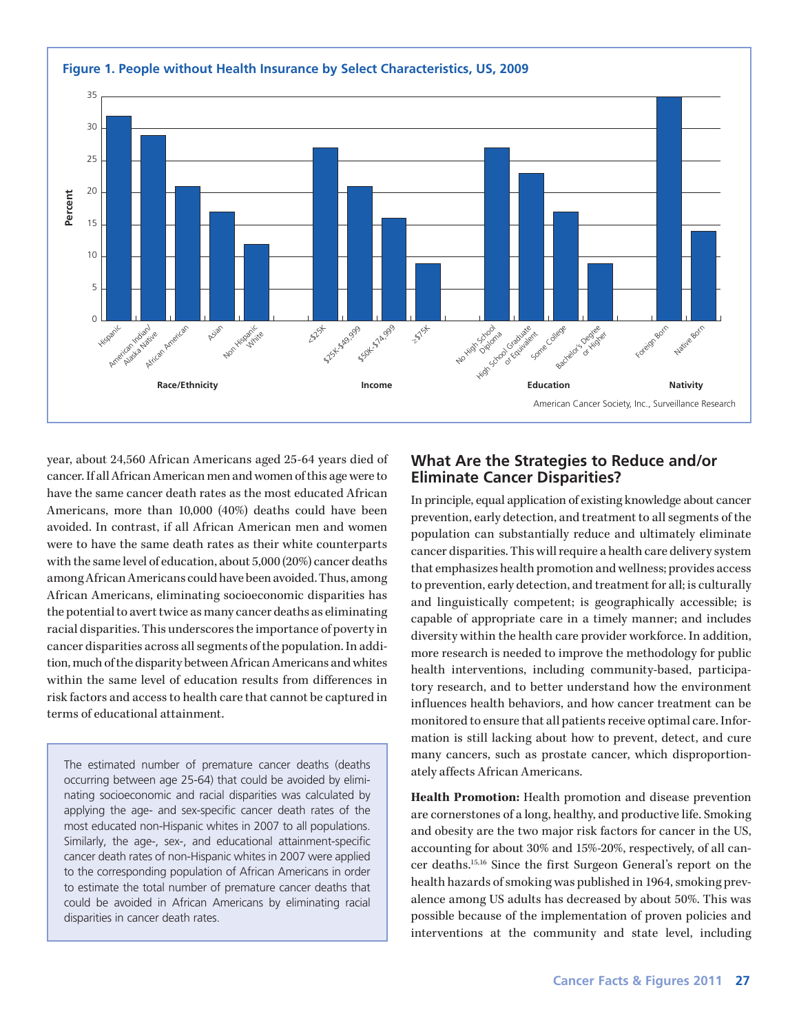**Figure 1. People without Health Insurance by Select Characteristics, US, 2009**

| Category | Group | Percent |
|---|---|---|
| Race/Ethnicity | Hispanic | 32 |
| Race/Ethnicity | American Indian/ Alaska Native | 29 |
| Race/Ethnicity | African American | 21 |
| Race/Ethnicity | Asian | 17 |
| Race/Ethnicity | Non Hispanic White | 12 |
| Income | <$25K | 27 |
| Income | $25K-$49,999 | 21 |
| Income | $50K-$74,999 | 16 |
| Income | ≥$75K | 9 |
| Education | No High School Diploma | 27 |
| Education | High School Graduate or Equivalent | 23 |
| Education | Some College | 17 |
| Education | Bachelor's Degree or Higher | 9 |
| Nativity | Foreign Born | 35 |
| Nativity | Native Born | 14 |

American Cancer Society, Inc., Surveillance Research

year, about 24,560 African Americans aged 25-64 years died of cancer. If all African American men and women of this age were to have the same cancer death rates as the most educated African Americans, more than 10,000 (40%) deaths could have been avoided. In contrast, if all African American men and women were to have the same death rates as their white counterparts with the same level of education, about 5,000 (20%) cancer deaths among African Americans could have been avoided. Thus, among African Americans, eliminating socioeconomic disparities has the potential to avert twice as many cancer deaths as eliminating racial disparities. This underscores the importance of poverty in cancer disparities across all segments of the population. In addition, much of the disparity between African Americans and whites within the same level of education results from differences in risk factors and access to health care that cannot be captured in terms of educational attainment.

The estimated number of premature cancer deaths (deaths occurring between age 25-64) that could be avoided by eliminating socioeconomic and racial disparities was calculated by applying the age- and sex-specific cancer death rates of the most educated non-Hispanic whites in 2007 to all populations. Similarly, the age-, sex-, and educational attainment-specific cancer death rates of non-Hispanic whites in 2007 were applied to the corresponding population of African Americans in order to estimate the total number of premature cancer deaths that could be avoided in African Americans by eliminating racial disparities in cancer death rates.

## What Are the Strategies to Reduce and/or Eliminate Cancer Disparities?

In principle, equal application of existing knowledge about cancer prevention, early detection, and treatment to all segments of the population can substantially reduce and ultimately eliminate cancer disparities. This will require a health care delivery system that emphasizes health promotion and wellness; provides access to prevention, early detection, and treatment for all; is culturally and linguistically competent; is geographically accessible; is capable of appropriate care in a timely manner; and includes diversity within the health care provider workforce. In addition, more research is needed to improve the methodology for public health interventions, including community-based, participatory research, and to better understand how the environment influences health behaviors, and how cancer treatment can be monitored to ensure that all patients receive optimal care. Information is still lacking about how to prevent, detect, and cure many cancers, such as prostate cancer, which disproportionately affects African Americans.

**Health Promotion:** Health promotion and disease prevention are cornerstones of a long, healthy, and productive life. Smoking and obesity are the two major risk factors for cancer in the US, accounting for about 30% and 15%-20%, respectively, of all cancer deaths.[15,16] Since the first Surgeon General's report on the health hazards of smoking was published in 1964, smoking prevalence among US adults has decreased by about 50%. This was possible because of the implementation of proven policies and interventions at the community and state level, including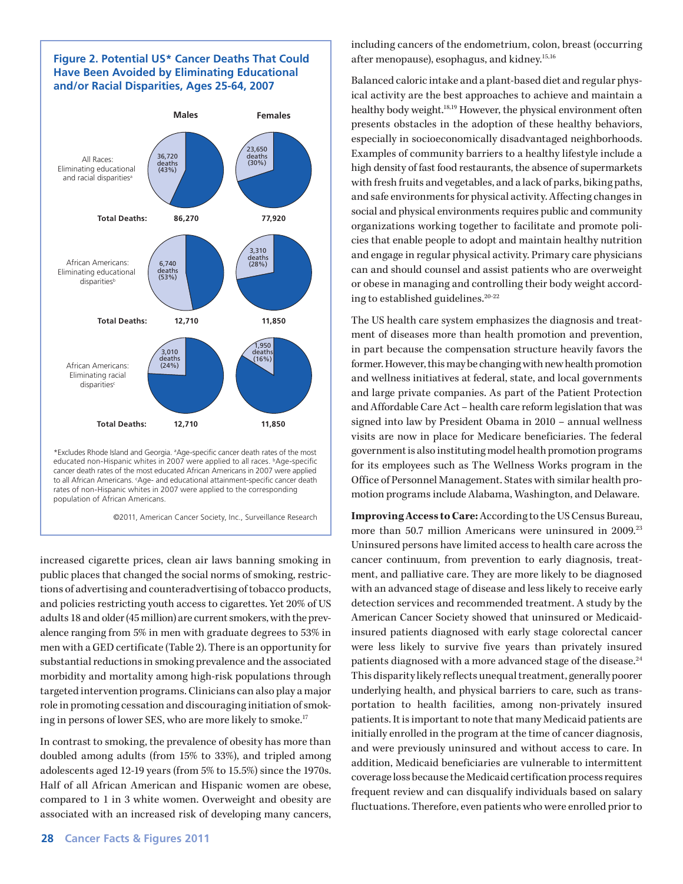### Figure 2. Potential US* Cancer Deaths That Could Have Been Avoided by Eliminating Educational and/or Racial Disparities, Ages 25-64, 2007

| | Males | Females |
|---|---|---|
| All Races: Eliminating educational and racial disparities[a] | 36,720 deaths (43%) | 23,650 deaths (30%) |
| Total Deaths: | 86,270 | 77,920 |
| African Americans: Eliminating educational disparities[b] | 6,740 deaths (53%) | 3,310 deaths (28%) |
| Total Deaths: | 12,710 | 11,850 |
| African Americans: Eliminating racial disparities[c] | 3,010 deaths (24%) | 1,950 deaths (16%) |
| Total Deaths: | 12,710 | 11,850 |

*Excludes Rhode Island and Georgia. [a]Age-specific cancer death rates of the most educated non-Hispanic whites in 2007 were applied to all races. [b]Age-specific cancer death rates of the most educated African Americans in 2007 were applied to all African Americans. [c]Age- and educational attainment-specific cancer death rates of non-Hispanic whites in 2007 were applied to the corresponding population of African Americans.

©2011, American Cancer Society, Inc., Surveillance Research

increased cigarette prices, clean air laws banning smoking in public places that changed the social norms of smoking, restrictions of advertising and counteradvertising of tobacco products, and policies restricting youth access to cigarettes. Yet 20% of US adults 18 and older (45 million) are current smokers, with the prevalence ranging from 5% in men with graduate degrees to 53% in men with a GED certificate (Table 2). There is an opportunity for substantial reductions in smoking prevalence and the associated morbidity and mortality among high-risk populations through targeted intervention programs. Clinicians can also play a major role in promoting cessation and discouraging initiation of smoking in persons of lower SES, who are more likely to smoke.[17]

In contrast to smoking, the prevalence of obesity has more than doubled among adults (from 15% to 33%), and tripled among adolescents aged 12-19 years (from 5% to 15.5%) since the 1970s. Half of all African American and Hispanic women are obese, compared to 1 in 3 white women. Overweight and obesity are associated with an increased risk of developing many cancers, including cancers of the endometrium, colon, breast (occurring after menopause), esophagus, and kidney.[15,16]

Balanced caloric intake and a plant-based diet and regular physical activity are the best approaches to achieve and maintain a healthy body weight.[18,19] However, the physical environment often presents obstacles in the adoption of these healthy behaviors, especially in socioeconomically disadvantaged neighborhoods. Examples of community barriers to a healthy lifestyle include a high density of fast food restaurants, the absence of supermarkets with fresh fruits and vegetables, and a lack of parks, biking paths, and safe environments for physical activity. Affecting changes in social and physical environments requires public and community organizations working together to facilitate and promote policies that enable people to adopt and maintain healthy nutrition and engage in regular physical activity. Primary care physicians can and should counsel and assist patients who are overweight or obese in managing and controlling their body weight according to established guidelines.[20-22]

The US health care system emphasizes the diagnosis and treatment of diseases more than health promotion and prevention, in part because the compensation structure heavily favors the former. However, this may be changing with new health promotion and wellness initiatives at federal, state, and local governments and large private companies. As part of the Patient Protection and Affordable Care Act – health care reform legislation that was signed into law by President Obama in 2010 – annual wellness visits are now in place for Medicare beneficiaries. The federal government is also instituting model health promotion programs for its employees such as The Wellness Works program in the Office of Personnel Management. States with similar health promotion programs include Alabama, Washington, and Delaware.

**Improving Access to Care:** According to the US Census Bureau, more than 50.7 million Americans were uninsured in 2009.[23] Uninsured persons have limited access to health care across the cancer continuum, from prevention to early diagnosis, treatment, and palliative care. They are more likely to be diagnosed with an advanced stage of disease and less likely to receive early detection services and recommended treatment. A study by the American Cancer Society showed that uninsured or Medicaid-insured patients diagnosed with early stage colorectal cancer were less likely to survive five years than privately insured patients diagnosed with a more advanced stage of the disease.[24] This disparity likely reflects unequal treatment, generally poorer underlying health, and physical barriers to care, such as transportation to health facilities, among non-privately insured patients. It is important to note that many Medicaid patients are initially enrolled in the program at the time of cancer diagnosis, and were previously uninsured and without access to care. In addition, Medicaid beneficiaries are vulnerable to intermittent coverage loss because the Medicaid certification process requires frequent review and can disqualify individuals based on salary fluctuations. Therefore, even patients who were enrolled prior to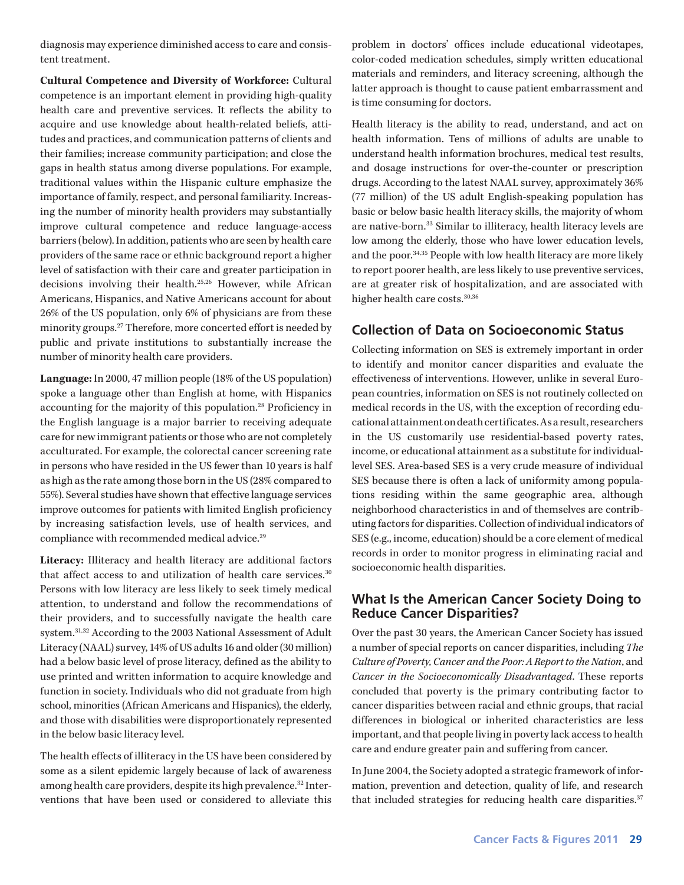diagnosis may experience diminished access to care and consistent treatment.

**Cultural Competence and Diversity of Workforce:** Cultural competence is an important element in providing high-quality health care and preventive services. It reflects the ability to acquire and use knowledge about health-related beliefs, attitudes and practices, and communication patterns of clients and their families; increase community participation; and close the gaps in health status among diverse populations. For example, traditional values within the Hispanic culture emphasize the importance of family, respect, and personal familiarity. Increasing the number of minority health providers may substantially improve cultural competence and reduce language-access barriers (below). In addition, patients who are seen by health care providers of the same race or ethnic background report a higher level of satisfaction with their care and greater participation in decisions involving their health.[25,26] However, while African Americans, Hispanics, and Native Americans account for about 26% of the US population, only 6% of physicians are from these minority groups.[27] Therefore, more concerted effort is needed by public and private institutions to substantially increase the number of minority health care providers.

**Language:** In 2000, 47 million people (18% of the US population) spoke a language other than English at home, with Hispanics accounting for the majority of this population.[28] Proficiency in the English language is a major barrier to receiving adequate care for new immigrant patients or those who are not completely acculturated. For example, the colorectal cancer screening rate in persons who have resided in the US fewer than 10 years is half as high as the rate among those born in the US (28% compared to 55%). Several studies have shown that effective language services improve outcomes for patients with limited English proficiency by increasing satisfaction levels, use of health services, and compliance with recommended medical advice.[29]

**Literacy:** Illiteracy and health literacy are additional factors that affect access to and utilization of health care services.[30] Persons with low literacy are less likely to seek timely medical attention, to understand and follow the recommendations of their providers, and to successfully navigate the health care system.[31,32] According to the 2003 National Assessment of Adult Literacy (NAAL) survey, 14% of US adults 16 and older (30 million) had a below basic level of prose literacy, defined as the ability to use printed and written information to acquire knowledge and function in society. Individuals who did not graduate from high school, minorities (African Americans and Hispanics), the elderly, and those with disabilities were disproportionately represented in the below basic literacy level.

The health effects of illiteracy in the US have been considered by some as a silent epidemic largely because of lack of awareness among health care providers, despite its high prevalence.[32] Interventions that have been used or considered to alleviate this problem in doctors' offices include educational videotapes, color-coded medication schedules, simply written educational materials and reminders, and literacy screening, although the latter approach is thought to cause patient embarrassment and is time consuming for doctors.

Health literacy is the ability to read, understand, and act on health information. Tens of millions of adults are unable to understand health information brochures, medical test results, and dosage instructions for over-the-counter or prescription drugs. According to the latest NAAL survey, approximately 36% (77 million) of the US adult English-speaking population has basic or below basic health literacy skills, the majority of whom are native-born.[33] Similar to illiteracy, health literacy levels are low among the elderly, those who have lower education levels, and the poor.[34,35] People with low health literacy are more likely to report poorer health, are less likely to use preventive services, are at greater risk of hospitalization, and are associated with higher health care costs.[30,36]

## Collection of Data on Socioeconomic Status

Collecting information on SES is extremely important in order to identify and monitor cancer disparities and evaluate the effectiveness of interventions. However, unlike in several European countries, information on SES is not routinely collected on medical records in the US, with the exception of recording educational attainment on death certificates. As a result, researchers in the US customarily use residential-based poverty rates, income, or educational attainment as a substitute for individual-level SES. Area-based SES is a very crude measure of individual SES because there is often a lack of uniformity among populations residing within the same geographic area, although neighborhood characteristics in and of themselves are contributing factors for disparities. Collection of individual indicators of SES (e.g., income, education) should be a core element of medical records in order to monitor progress in eliminating racial and socioeconomic health disparities.

## What Is the American Cancer Society Doing to Reduce Cancer Disparities?

Over the past 30 years, the American Cancer Society has issued a number of special reports on cancer disparities, including *The Culture of Poverty, Cancer and the Poor: A Report to the Nation*, and *Cancer in the Socioeconomically Disadvantaged*. These reports concluded that poverty is the primary contributing factor to cancer disparities between racial and ethnic groups, that racial differences in biological or inherited characteristics are less important, and that people living in poverty lack access to health care and endure greater pain and suffering from cancer.

In June 2004, the Society adopted a strategic framework of information, prevention and detection, quality of life, and research that included strategies for reducing health care disparities.[37]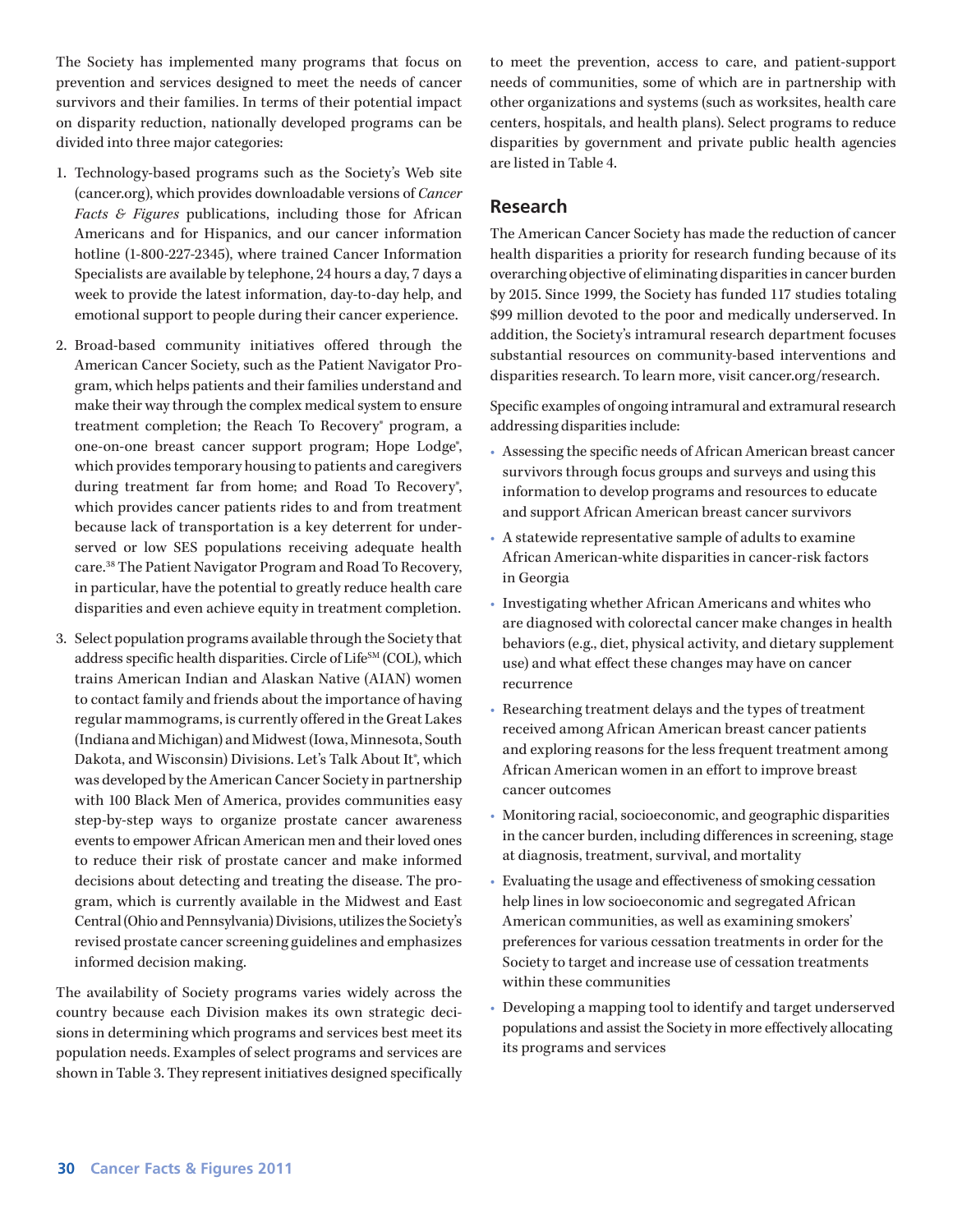The Society has implemented many programs that focus on prevention and services designed to meet the needs of cancer survivors and their families. In terms of their potential impact on disparity reduction, nationally developed programs can be divided into three major categories:

1. Technology-based programs such as the Society's Web site (cancer.org), which provides downloadable versions of *Cancer Facts & Figures* publications, including those for African Americans and for Hispanics, and our cancer information hotline (1-800-227-2345), where trained Cancer Information Specialists are available by telephone, 24 hours a day, 7 days a week to provide the latest information, day-to-day help, and emotional support to people during their cancer experience.

2. Broad-based community initiatives offered through the American Cancer Society, such as the Patient Navigator Program, which helps patients and their families understand and make their way through the complex medical system to ensure treatment completion; the Reach To Recovery® program, a one-on-one breast cancer support program; Hope Lodge®, which provides temporary housing to patients and caregivers during treatment far from home; and Road To Recovery®, which provides cancer patients rides to and from treatment because lack of transportation is a key deterrent for underserved or low SES populations receiving adequate health care.[38] The Patient Navigator Program and Road To Recovery, in particular, have the potential to greatly reduce health care disparities and even achieve equity in treatment completion.

3. Select population programs available through the Society that address specific health disparities. Circle of Life℠ (COL), which trains American Indian and Alaskan Native (AIAN) women to contact family and friends about the importance of having regular mammograms, is currently offered in the Great Lakes (Indiana and Michigan) and Midwest (Iowa, Minnesota, South Dakota, and Wisconsin) Divisions. Let's Talk About It®, which was developed by the American Cancer Society in partnership with 100 Black Men of America, provides communities easy step-by-step ways to organize prostate cancer awareness events to empower African American men and their loved ones to reduce their risk of prostate cancer and make informed decisions about detecting and treating the disease. The program, which is currently available in the Midwest and East Central (Ohio and Pennsylvania) Divisions, utilizes the Society's revised prostate cancer screening guidelines and emphasizes informed decision making.

The availability of Society programs varies widely across the country because each Division makes its own strategic decisions in determining which programs and services best meet its population needs. Examples of select programs and services are shown in Table 3. They represent initiatives designed specifically to meet the prevention, access to care, and patient-support needs of communities, some of which are in partnership with other organizations and systems (such as worksites, health care centers, hospitals, and health plans). Select programs to reduce disparities by government and private public health agencies are listed in Table 4.

## Research

The American Cancer Society has made the reduction of cancer health disparities a priority for research funding because of its overarching objective of eliminating disparities in cancer burden by 2015. Since 1999, the Society has funded 117 studies totaling $99 million devoted to the poor and medically underserved. In addition, the Society's intramural research department focuses substantial resources on community-based interventions and disparities research. To learn more, visit cancer.org/research.

Specific examples of ongoing intramural and extramural research addressing disparities include:

- Assessing the specific needs of African American breast cancer survivors through focus groups and surveys and using this information to develop programs and resources to educate and support African American breast cancer survivors
- A statewide representative sample of adults to examine African American-white disparities in cancer-risk factors in Georgia
- Investigating whether African Americans and whites who are diagnosed with colorectal cancer make changes in health behaviors (e.g., diet, physical activity, and dietary supplement use) and what effect these changes may have on cancer recurrence
- Researching treatment delays and the types of treatment received among African American breast cancer patients and exploring reasons for the less frequent treatment among African American women in an effort to improve breast cancer outcomes
- Monitoring racial, socioeconomic, and geographic disparities in the cancer burden, including differences in screening, stage at diagnosis, treatment, survival, and mortality
- Evaluating the usage and effectiveness of smoking cessation help lines in low socioeconomic and segregated African American communities, as well as examining smokers' preferences for various cessation treatments in order for the Society to target and increase use of cessation treatments within these communities
- Developing a mapping tool to identify and target underserved populations and assist the Society in more effectively allocating its programs and services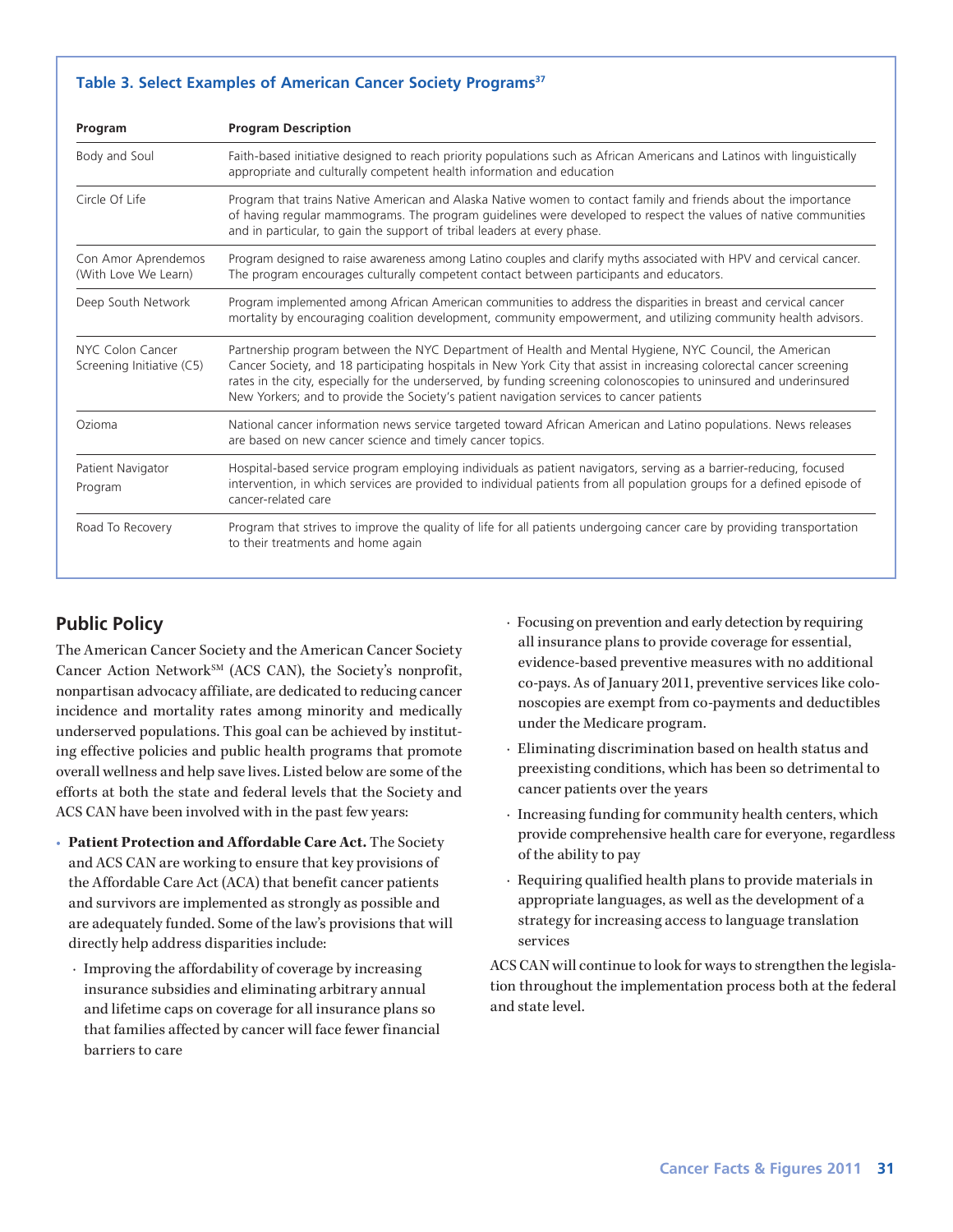**Table 3. Select Examples of American Cancer Society Programs[37]**

| Program | Program Description |
|---|---|
| Body and Soul | Faith-based initiative designed to reach priority populations such as African Americans and Latinos with linguistically appropriate and culturally competent health information and education |
| Circle Of Life | Program that trains Native American and Alaska Native women to contact family and friends about the importance of having regular mammograms. The program guidelines were developed to respect the values of native communities and in particular, to gain the support of tribal leaders at every phase. |
| Con Amor Aprendemos (With Love We Learn) | Program designed to raise awareness among Latino couples and clarify myths associated with HPV and cervical cancer. The program encourages culturally competent contact between participants and educators. |
| Deep South Network | Program implemented among African American communities to address the disparities in breast and cervical cancer mortality by encouraging coalition development, community empowerment, and utilizing community health advisors. |
| NYC Colon Cancer Screening Initiative (C5) | Partnership program between the NYC Department of Health and Mental Hygiene, NYC Council, the American Cancer Society, and 18 participating hospitals in New York City that assist in increasing colorectal cancer screening rates in the city, especially for the underserved, by funding screening colonoscopies to uninsured and underinsured New Yorkers; and to provide the Society's patient navigation services to cancer patients |
| Ozioma | National cancer information news service targeted toward African American and Latino populations. News releases are based on new cancer science and timely cancer topics. |
| Patient Navigator Program | Hospital-based service program employing individuals as patient navigators, serving as a barrier-reducing, focused intervention, in which services are provided to individual patients from all population groups for a defined episode of cancer-related care |
| Road To Recovery | Program that strives to improve the quality of life for all patients undergoing cancer care by providing transportation to their treatments and home again |

## Public Policy

The American Cancer Society and the American Cancer Society Cancer Action Network℠ (ACS CAN), the Society's nonprofit, nonpartisan advocacy affiliate, are dedicated to reducing cancer incidence and mortality rates among minority and medically underserved populations. This goal can be achieved by instituting effective policies and public health programs that promote overall wellness and help save lives. Listed below are some of the efforts at both the state and federal levels that the Society and ACS CAN have been involved with in the past few years:

- **Patient Protection and Affordable Care Act.** The Society and ACS CAN are working to ensure that key provisions of the Affordable Care Act (ACA) that benefit cancer patients and survivors are implemented as strongly as possible and are adequately funded. Some of the law's provisions that will directly help address disparities include:
  - Improving the affordability of coverage by increasing insurance subsidies and eliminating arbitrary annual and lifetime caps on coverage for all insurance plans so that families affected by cancer will face fewer financial barriers to care
  - Focusing on prevention and early detection by requiring all insurance plans to provide coverage for essential, evidence-based preventive measures with no additional co-pays. As of January 2011, preventive services like colonoscopies are exempt from co-payments and deductibles under the Medicare program.
  - Eliminating discrimination based on health status and preexisting conditions, which has been so detrimental to cancer patients over the years
  - Increasing funding for community health centers, which provide comprehensive health care for everyone, regardless of the ability to pay
  - Requiring qualified health plans to provide materials in appropriate languages, as well as the development of a strategy for increasing access to language translation services

ACS CAN will continue to look for ways to strengthen the legislation throughout the implementation process both at the federal and state level.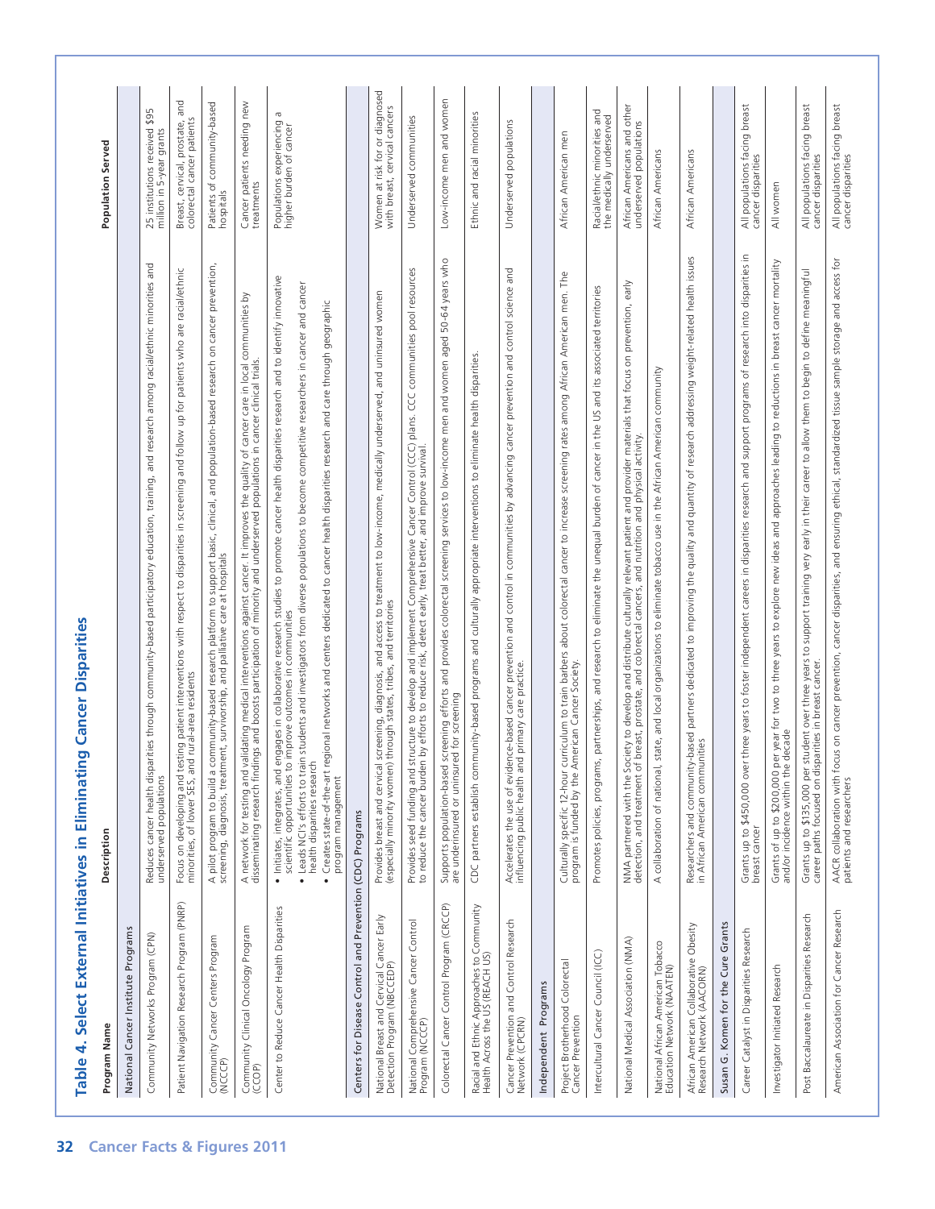## Table 4. Select External Initiatives in Eliminating Cancer Disparities

| Program Name | Description | Population Served |
|---|---|---|
| **National Cancer Institute Programs** | | |
| Community Networks Program (CPN) | Reduces cancer health disparities through community-based participatory education, training, and research among racial/ethnic minorities and underserved populations | 25 institutions received $95 million in 5-year grants |
| Patient Navigation Research Program (PNRP) | Focus on developing and testing patient interventions with respect to disparities in screening and follow up for patients who are racial/ethnic minorities, of lower SES, and rural-area residents | Breast, cervical, prostate, and colorectal cancer patients |
| Community Cancer Centers Program (NCCCP) | A pilot program to build a community-based research platform to support basic, clinical, and population-based research on cancer prevention, screening, diagnosis, treatment, survivorship, and palliative care at hospitals | Patients of community-based hospitals |
| Community Clinical Oncology Program (CCOP) | A network for testing and validating medical interventions against cancer. It improves the quality of cancer care in local communities by disseminating research findings and boosts participation of minority and underserved populations in cancer clinical trials. | Cancer patients needing new treatments |
| Center to Reduce Cancer Health Disparities | • Initiates, integrates, and engages in collaborative research studies to promote cancer health disparities research and to identify innovative scientific opportunities to improve outcomes in communities<br>• Leads NCI's efforts to train students and investigators from diverse populations to become competitive researchers in cancer and cancer health disparities research<br>• Creates state-of-the-art regional networks and centers dedicated to cancer health disparities research and care through geographic program management | Populations experiencing a higher burden of cancer |
| **Centers for Disease Control and Prevention (CDC) Programs** | | |
| National Breast and Cervical Cancer Early Detection Program (NBCCEDP) | Provides breast and cervical screening, diagnosis, and access to treatment to low-income, medically underserved, and uninsured women (especially minority women) through states, tribes, and territories | Women at risk for or diagnosed with breast, cervical cancers |
| National Comprehensive Cancer Control Program (NCCCP) | Provides seed funding and structure to develop and implement Comprehensive Cancer Control (CCC) plans. CCC communities pool resources to reduce the cancer burden by efforts to reduce risk, detect early, treat better, and improve survival. | Underserved communities |
| Colorectal Cancer Control Program (CRCCP) | Supports population-based screening efforts and provides colorectal screening services to low-income men and women aged 50-64 years who are underinsured or uninsured for screening | Low-income men and women |
| Racial and Ethnic Approaches to Community Health Across the US (REACH US) | CDC partners establish community-based programs and culturally appropriate interventions to eliminate health disparities. | Ethnic and racial minorities |
| Cancer Prevention and Control Research Network (CPCRN) | Accelerates the use of evidence-based cancer prevention and control in communities by advancing cancer prevention and control science and influencing public health and primary care practice. | Underserved populations |
| **Independent Programs** | | |
| Project Brotherhood Colorectal Cancer Prevention | Culturally specific 12-hour curriculum to train barbers about colorectal cancer to increase screening rates among African American men. The program is funded by the American Cancer Society. | African American men |
| Intercultural Cancer Council (ICC) | Promotes policies, programs, partnerships, and research to eliminate the unequal burden of cancer in the US and its associated territories | Racial/ethnic minorities and the medically underserved |
| National Medical Association (NMA) | NMA partnered with the Society to develop and distribute culturally relevant patient and provider materials that focus on prevention, early detection, and treatment of breast, prostate, and colorectal cancers, and nutrition and physical activity. | African Americans and other underserved populations |
| National African American Tobacco Education Network (NAATEN) | A collaboration of national, state, and local organizations to eliminate tobacco use in the African American community | African Americans |
| African American Collaborative Obesity Research Network (AACORN) | Researchers and community-based partners dedicated to improving the quality and quantity of research addressing weight-related health issues in African American communities | African Americans |
| **Susan G. Komen for the Cure Grants** | | |
| Career Catalyst in Disparities Research | Grants up to $450,000 over three years to foster independent careers in disparities research and support programs of research into disparities in breast cancer | All populations facing breast cancer disparities |
| Investigator Initiated Research | Grants of up to $200,000 per year for two to three years to explore new ideas and approaches leading to reductions in breast cancer mortality and/or incidence within the decade | All women |
| Post Baccalaureate in Disparities Research | Grants up to $135,000 per student over three years to support training very early in their career to allow them to begin to define meaningful career paths focused on disparities in breast cancer. | All populations facing breast cancer disparities |
| American Association for Cancer Research | AACR collaboration with focus on cancer prevention, cancer disparities, and ensuring ethical, standardized tissue sample storage and access for patients and researchers | All populations facing breast cancer disparities |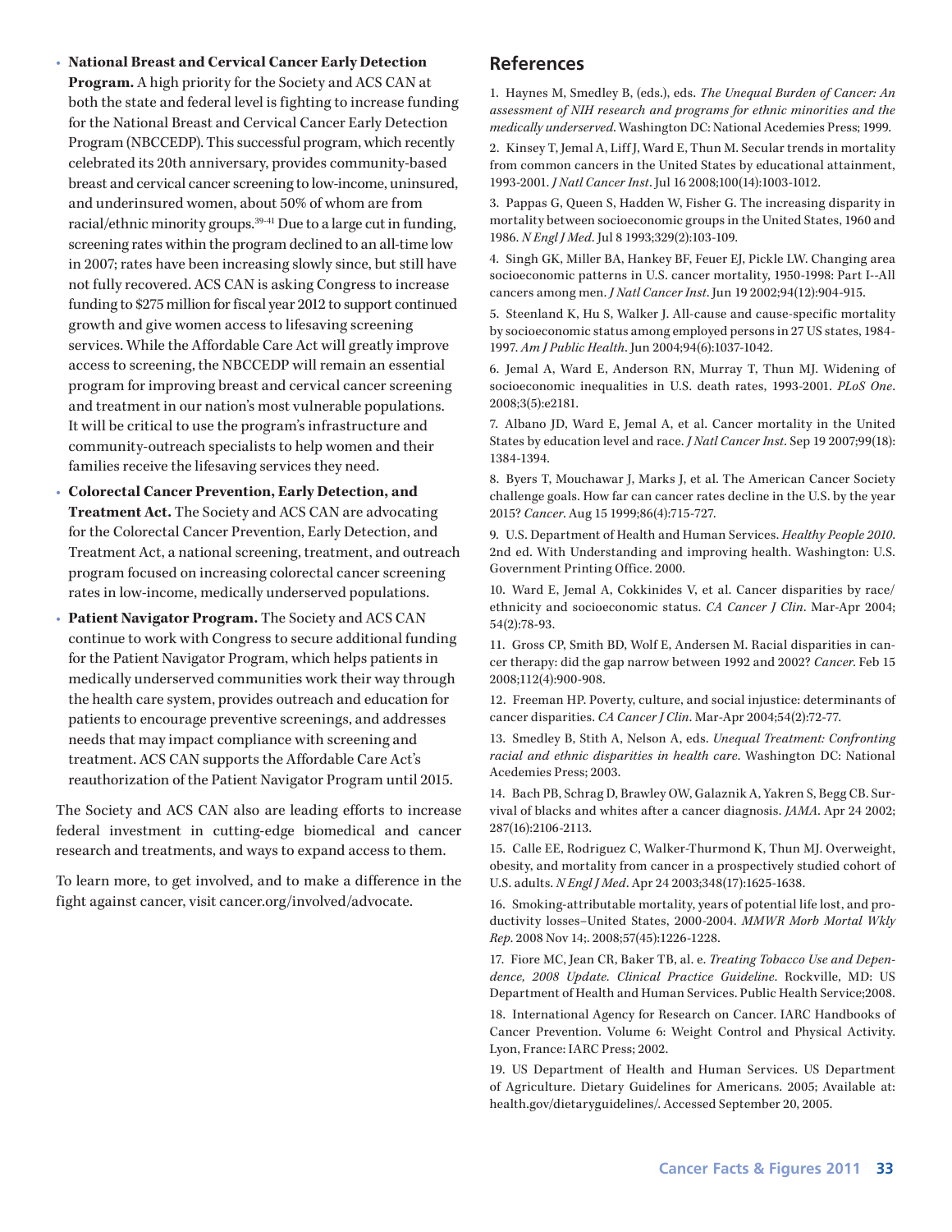- **National Breast and Cervical Cancer Early Detection Program.** A high priority for the Society and ACS CAN at both the state and federal level is fighting to increase funding for the National Breast and Cervical Cancer Early Detection Program (NBCCEDP). This successful program, which recently celebrated its 20th anniversary, provides community-based breast and cervical cancer screening to low-income, uninsured, and underinsured women, about 50% of whom are from racial/ethnic minority groups.[39-41] Due to a large cut in funding, screening rates within the program declined to an all-time low in 2007; rates have been increasing slowly since, but still have not fully recovered. ACS CAN is asking Congress to increase funding to $275 million for fiscal year 2012 to support continued growth and give women access to lifesaving screening services. While the Affordable Care Act will greatly improve access to screening, the NBCCEDP will remain an essential program for improving breast and cervical cancer screening and treatment in our nation's most vulnerable populations. It will be critical to use the program's infrastructure and community-outreach specialists to help women and their families receive the lifesaving services they need.
- **Colorectal Cancer Prevention, Early Detection, and Treatment Act.** The Society and ACS CAN are advocating for the Colorectal Cancer Prevention, Early Detection, and Treatment Act, a national screening, treatment, and outreach program focused on increasing colorectal cancer screening rates in low-income, medically underserved populations.
- **Patient Navigator Program.** The Society and ACS CAN continue to work with Congress to secure additional funding for the Patient Navigator Program, which helps patients in medically underserved communities work their way through the health care system, provides outreach and education for patients to encourage preventive screenings, and addresses needs that may impact compliance with screening and treatment. ACS CAN supports the Affordable Care Act's reauthorization of the Patient Navigator Program until 2015.

The Society and ACS CAN also are leading efforts to increase federal investment in cutting-edge biomedical and cancer research and treatments, and ways to expand access to them.

To learn more, to get involved, and to make a difference in the fight against cancer, visit cancer.org/involved/advocate.

## References

1. Haynes M, Smedley B, (eds.), eds. *The Unequal Burden of Cancer: An assessment of NIH research and programs for ethnic minorities and the medically underserved*. Washington DC: National Acedemies Press; 1999.

2. Kinsey T, Jemal A, Liff J, Ward E, Thun M. Secular trends in mortality from common cancers in the United States by educational attainment, 1993-2001. *J Natl Cancer Inst*. Jul 16 2008;100(14):1003-1012.

3. Pappas G, Queen S, Hadden W, Fisher G. The increasing disparity in mortality between socioeconomic groups in the United States, 1960 and 1986. *N Engl J Med*. Jul 8 1993;329(2):103-109.

4. Singh GK, Miller BA, Hankey BF, Feuer EJ, Pickle LW. Changing area socioeconomic patterns in U.S. cancer mortality, 1950-1998: Part I--All cancers among men. *J Natl Cancer Inst*. Jun 19 2002;94(12):904-915.

5. Steenland K, Hu S, Walker J. All-cause and cause-specific mortality by socioeconomic status among employed persons in 27 US states, 1984-1997. *Am J Public Health*. Jun 2004;94(6):1037-1042.

6. Jemal A, Ward E, Anderson RN, Murray T, Thun MJ. Widening of socioeconomic inequalities in U.S. death rates, 1993-2001. *PLoS One*. 2008;3(5):e2181.

7. Albano JD, Ward E, Jemal A, et al. Cancer mortality in the United States by education level and race. *J Natl Cancer Inst*. Sep 19 2007;99(18): 1384-1394.

8. Byers T, Mouchawar J, Marks J, et al. The American Cancer Society challenge goals. How far can cancer rates decline in the U.S. by the year 2015? *Cancer*. Aug 15 1999;86(4):715-727.

9. U.S. Department of Health and Human Services. *Healthy People 2010*. 2nd ed. With Understanding and improving health. Washington: U.S. Government Printing Office. 2000.

10. Ward E, Jemal A, Cokkinides V, et al. Cancer disparities by race/ethnicity and socioeconomic status. *CA Cancer J Clin*. Mar-Apr 2004; 54(2):78-93.

11. Gross CP, Smith BD, Wolf E, Andersen M. Racial disparities in cancer therapy: did the gap narrow between 1992 and 2002? *Cancer*. Feb 15 2008;112(4):900-908.

12. Freeman HP. Poverty, culture, and social injustice: determinants of cancer disparities. *CA Cancer J Clin*. Mar-Apr 2004;54(2):72-77.

13. Smedley B, Stith A, Nelson A, eds. *Unequal Treatment: Confronting racial and ethnic disparities in health care*. Washington DC: National Acedemies Press; 2003.

14. Bach PB, Schrag D, Brawley OW, Galaznik A, Yakren S, Begg CB. Survival of blacks and whites after a cancer diagnosis. *JAMA*. Apr 24 2002; 287(16):2106-2113.

15. Calle EE, Rodriguez C, Walker-Thurmond K, Thun MJ. Overweight, obesity, and mortality from cancer in a prospectively studied cohort of U.S. adults. *N Engl J Med*. Apr 24 2003;348(17):1625-1638.

16. Smoking-attributable mortality, years of potential life lost, and productivity losses–United States, 2000-2004. *MMWR Morb Mortal Wkly Rep*. 2008 Nov 14;. 2008;57(45):1226-1228.

17. Fiore MC, Jean CR, Baker TB, al. e. *Treating Tobacco Use and Dependence, 2008 Update. Clinical Practice Guideline*. Rockville, MD: US Department of Health and Human Services. Public Health Service;2008.

18. International Agency for Research on Cancer. IARC Handbooks of Cancer Prevention. Volume 6: Weight Control and Physical Activity. Lyon, France: IARC Press; 2002.

19. US Department of Health and Human Services. US Department of Agriculture. Dietary Guidelines for Americans. 2005; Available at: health.gov/dietaryguidelines/. Accessed September 20, 2005.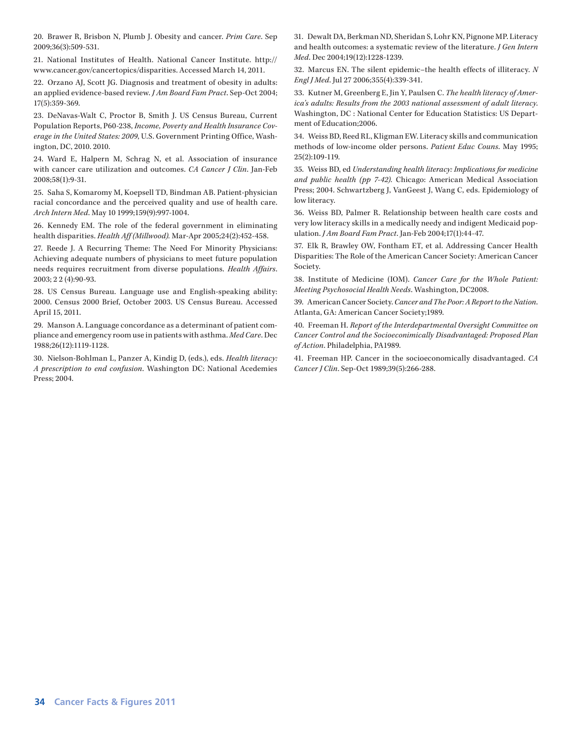20. Brawer R, Brisbon N, Plumb J. Obesity and cancer. *Prim Care*. Sep 2009;36(3):509-531.

21. National Institutes of Health. National Cancer Institute. http://www.cancer.gov/cancertopics/disparities. Accessed March 14, 2011.

22. Orzano AJ, Scott JG. Diagnosis and treatment of obesity in adults: an applied evidence-based review. *J Am Board Fam Pract*. Sep-Oct 2004; 17(5):359-369.

23. DeNavas-Walt C, Proctor B, Smith J. US Census Bureau, Current Population Reports, P60-238, *Income, Poverty and Health Insurance Coverage in the United States: 2009*, U.S. Government Printing Office, Washington, DC, 2010. 2010.

24. Ward E, Halpern M, Schrag N, et al. Association of insurance with cancer care utilization and outcomes. *CA Cancer J Clin*. Jan-Feb 2008;58(1):9-31.

25. Saha S, Komaromy M, Koepsell TD, Bindman AB. Patient-physician racial concordance and the perceived quality and use of health care. *Arch Intern Med*. May 10 1999;159(9):997-1004.

26. Kennedy EM. The role of the federal government in eliminating health disparities. *Health Aff (Millwood).* Mar-Apr 2005;24(2):452-458.

27. Reede J. A Recurring Theme: The Need For Minority Physicians: Achieving adequate numbers of physicians to meet future population needs requires recruitment from diverse populations. *Health Affairs*. 2003; 2 2 (4):90-93.

28. US Census Bureau. Language use and English-speaking ability: 2000. Census 2000 Brief, October 2003. US Census Bureau. Accessed April 15, 2011.

29. Manson A. Language concordance as a determinant of patient compliance and emergency room use in patients with asthma. *Med Care*. Dec 1988;26(12):1119-1128.

30. Nielson-Bohlman L, Panzer A, Kindig D, (eds.), eds. *Health literacy: A prescription to end confusion*. Washington DC: National Acedemies Press; 2004.

31. Dewalt DA, Berkman ND, Sheridan S, Lohr KN, Pignone MP. Literacy and health outcomes: a systematic review of the literature. *J Gen Intern Med*. Dec 2004;19(12):1228-1239.

32. Marcus EN. The silent epidemic–the health effects of illiteracy. *N Engl J Med*. Jul 27 2006;355(4):339-341.

33. Kutner M, Greenberg E, Jin Y, Paulsen C. *The health literacy of America's adults: Results from the 2003 national assessment of adult literacy*. Washington, DC : National Center for Education Statistics: US Department of Education;2006.

34. Weiss BD, Reed RL, Kligman EW. Literacy skills and communication methods of low-income older persons. *Patient Educ Couns*. May 1995; 25(2):109-119.

35. Weiss BD, ed *Understanding health literacy: Implications for medicine and public health (pp 7-42).* Chicago: American Medical Association Press; 2004. Schwartzberg J, VanGeest J, Wang C, eds. Epidemiology of low literacy.

36. Weiss BD, Palmer R. Relationship between health care costs and very low literacy skills in a medically needy and indigent Medicaid population. *J Am Board Fam Pract*. Jan-Feb 2004;17(1):44-47.

37. Elk R, Brawley OW, Fontham ET, et al. Addressing Cancer Health Disparities: The Role of the American Cancer Society: American Cancer Society.

38. Institute of Medicine (IOM). *Cancer Care for the Whole Patient: Meeting Psychosocial Health Needs*. Washington, DC2008.

39. American Cancer Society. *Cancer and The Poor: A Report to the Nation*. Atlanta, GA: American Cancer Society;1989.

40. Freeman H. *Report of the Interdepartmental Oversight Committee on Cancer Control and the Socioeconimically Disadvantaged: Proposed Plan of Action*. Philadelphia, PA1989.

41. Freeman HP. Cancer in the socioeconomically disadvantaged. *CA Cancer J Clin*. Sep-Oct 1989;39(5):266-288.